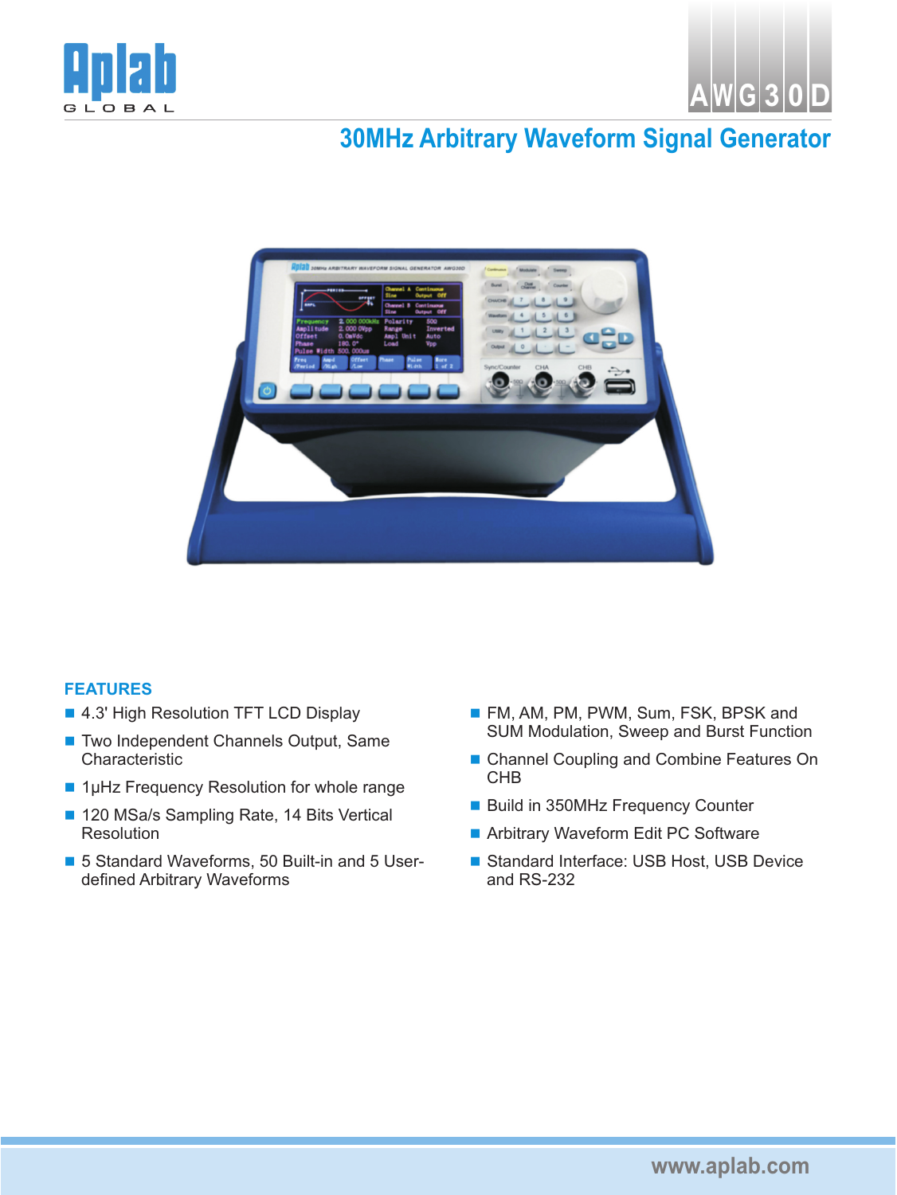Aplab
GLOBAL

AWG30D

# 30MHz Arbitrary Waveform Signal Generator

## FEATURES

- 4.3' High Resolution TFT LCD Display
- Two Independent Channels Output, Same Characteristic
- 1μHz Frequency Resolution for whole range
- 120 MSa/s Sampling Rate, 14 Bits Vertical Resolution
- 5 Standard Waveforms, 50 Built-in and 5 User-defined Arbitrary Waveforms
- FM, AM, PM, PWM, Sum, FSK, BPSK and SUM Modulation, Sweep and Burst Function
- Channel Coupling and Combine Features On CHB
- Build in 350MHz Frequency Counter
- Arbitrary Waveform Edit PC Software
- Standard Interface: USB Host, USB Device and RS-232

www.aplab.com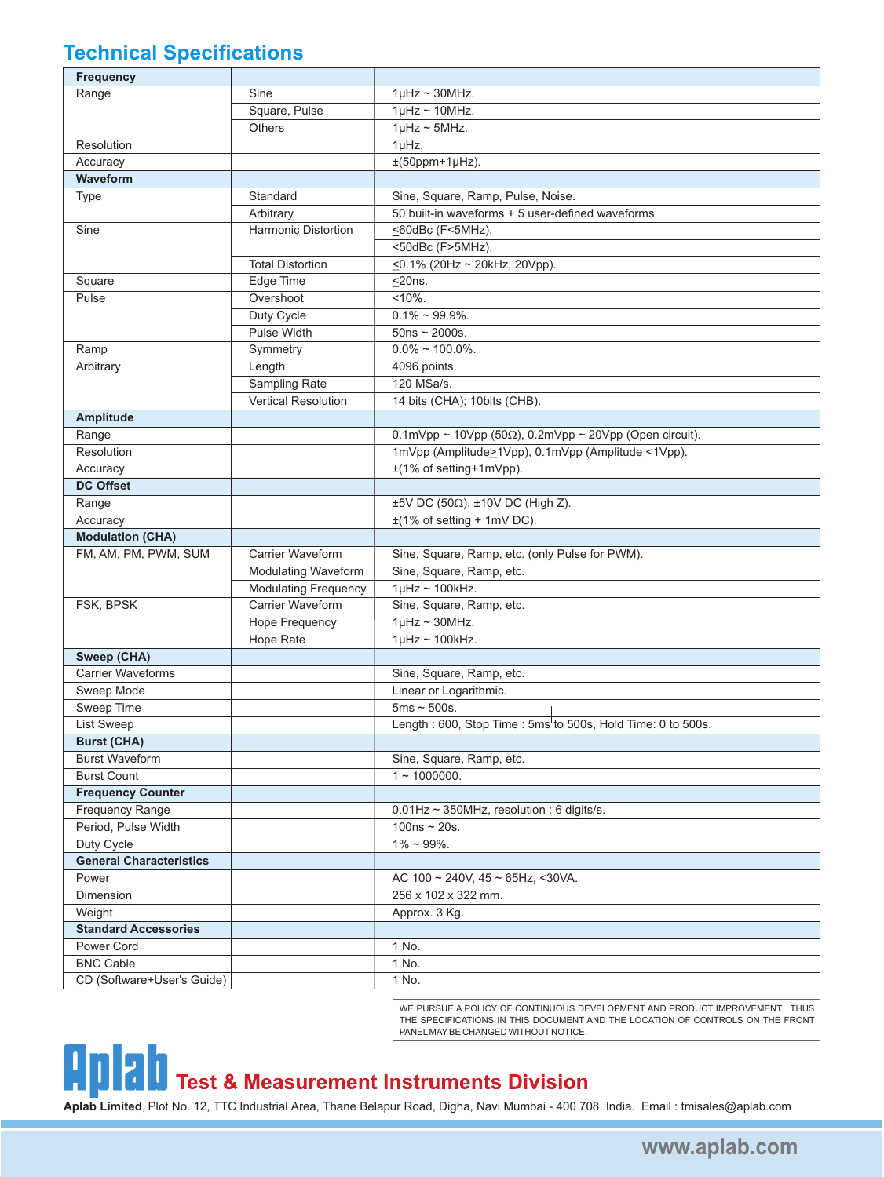## Technical Specifications

| | | |
|---|---|---|
| **Frequency** | | |
| Range | Sine | 1μHz ~ 30MHz. |
| | Square, Pulse | 1μHz ~ 10MHz. |
| | Others | 1μHz ~ 5MHz. |
| Resolution | | 1μHz. |
| Accuracy | | ±(50ppm+1μHz). |
| **Waveform** | | |
| Type | Standard | Sine, Square, Ramp, Pulse, Noise. |
| | Arbitrary | 50 built-in waveforms + 5 user-defined waveforms |
| Sine | Harmonic Distortion | ≤60dBc (F<5MHz). |
| | | ≤50dBc (F≥5MHz). |
| | Total Distortion | ≤0.1% (20Hz ~ 20kHz, 20Vpp). |
| Square | Edge Time | ≤20ns. |
| Pulse | Overshoot | ≤10%. |
| | Duty Cycle | 0.1% ~ 99.9%. |
| | Pulse Width | 50ns ~ 2000s. |
| Ramp | Symmetry | 0.0% ~ 100.0%. |
| Arbitrary | Length | 4096 points. |
| | Sampling Rate | 120 MSa/s. |
| | Vertical Resolution | 14 bits (CHA); 10bits (CHB). |
| **Amplitude** | | |
| Range | | 0.1mVpp ~ 10Vpp (50Ω), 0.2mVpp ~ 20Vpp (Open circuit). |
| Resolution | | 1mVpp (Amplitude≥1Vpp), 0.1mVpp (Amplitude <1Vpp). |
| Accuracy | | ±(1% of setting+1mVpp). |
| **DC Offset** | | |
| Range | | ±5V DC (50Ω), ±10V DC (High Z). |
| Accuracy | | ±(1% of setting + 1mV DC). |
| **Modulation (CHA)** | | |
| FM, AM, PM, PWM, SUM | Carrier Waveform | Sine, Square, Ramp, etc. (only Pulse for PWM). |
| | Modulating Waveform | Sine, Square, Ramp, etc. |
| | Modulating Frequency | 1μHz ~ 100kHz. |
| FSK, BPSK | Carrier Waveform | Sine, Square, Ramp, etc. |
| | Hope Frequency | 1μHz ~ 30MHz. |
| | Hope Rate | 1μHz ~ 100kHz. |
| **Sweep (CHA)** | | |
| Carrier Waveforms | | Sine, Square, Ramp, etc. |
| Sweep Mode | | Linear or Logarithmic. |
| Sweep Time | | 5ms ~ 500s. |
| List Sweep | | Length : 600, Stop Time : 5ms to 500s, Hold Time: 0 to 500s. |
| **Burst (CHA)** | | |
| Burst Waveform | | Sine, Square, Ramp, etc. |
| Burst Count | | 1 ~ 1000000. |
| **Frequency Counter** | | |
| Frequency Range | | 0.01Hz ~ 350MHz, resolution : 6 digits/s. |
| Period, Pulse Width | | 100ns ~ 20s. |
| Duty Cycle | | 1% ~ 99%. |
| **General Characteristics** | | |
| Power | | AC 100 ~ 240V, 45 ~ 65Hz, <30VA. |
| Dimension | | 256 x 102 x 322 mm. |
| Weight | | Approx. 3 Kg. |
| **Standard Accessories** | | |
| Power Cord | | 1 No. |
| BNC Cable | | 1 No. |
| CD (Software+User's Guide) | | 1 No. |

WE PURSUE A POLICY OF CONTINUOUS DEVELOPMENT AND PRODUCT IMPROVEMENT. THUS THE SPECIFICATIONS IN THIS DOCUMENT AND THE LOCATION OF CONTROLS ON THE FRONT PANEL MAY BE CHANGED WITHOUT NOTICE.

**Aplab Test & Measurement Instruments Division**

**Aplab Limited**, Plot No. 12, TTC Industrial Area, Thane Belapur Road, Digha, Navi Mumbai - 400 708. India. Email : tmisales@aplab.com

www.aplab.com